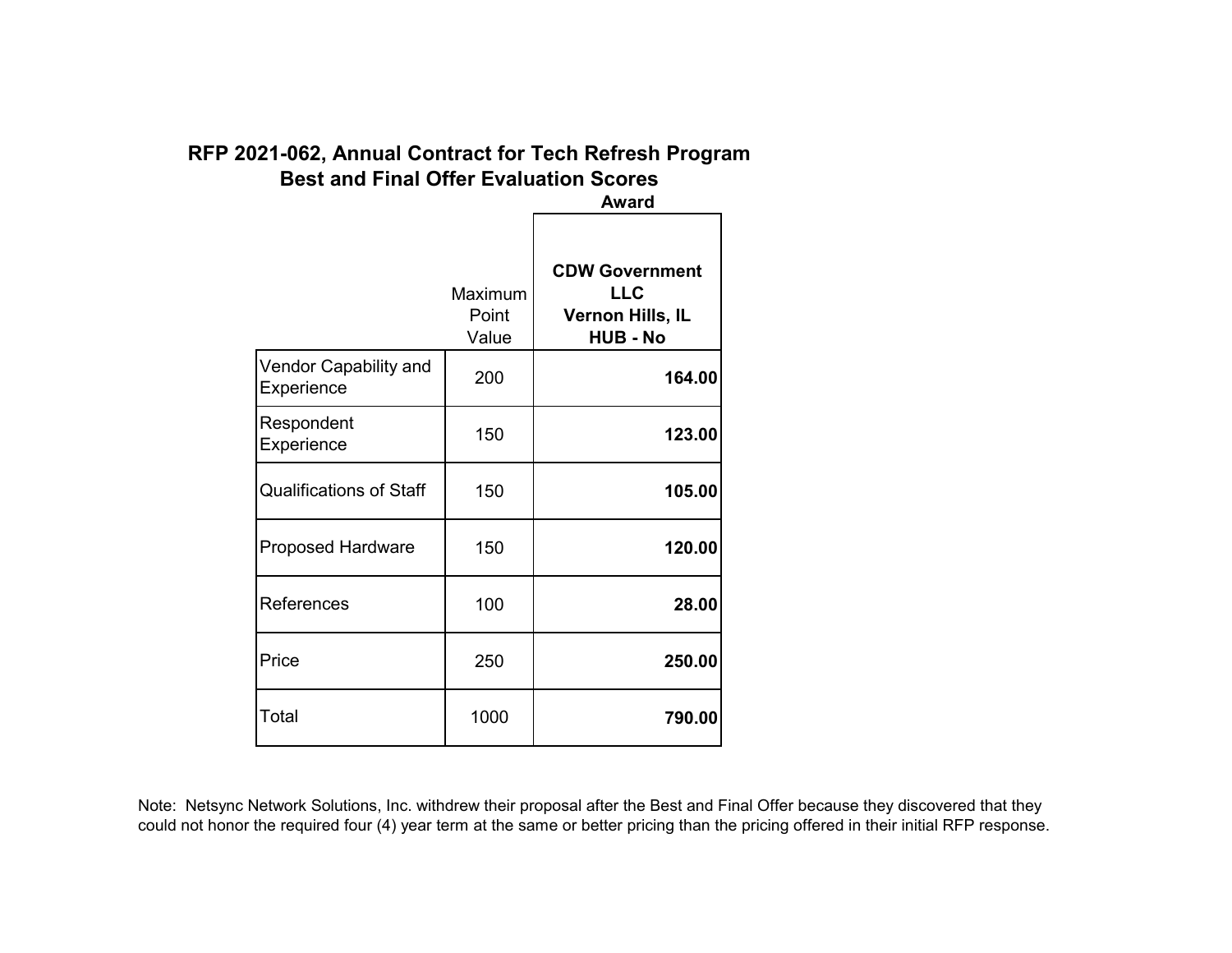# RFP 2021-062, Annual Contract for Tech Refresh Program
## Best and Final Offer Evaluation Scores

| | Maximum Point Value | Award<br>**CDW Government LLC**<br>**Vernon Hills, IL**<br>**HUB - No** |
|---|---|---|
| Vendor Capability and Experience | 200 | **164.00** |
| Respondent Experience | 150 | **123.00** |
| Qualifications of Staff | 150 | **105.00** |
| Proposed Hardware | 150 | **120.00** |
| References | 100 | **28.00** |
| Price | 250 | **250.00** |
| Total | 1000 | **790.00** |

Note: Netsync Network Solutions, Inc. withdrew their proposal after the Best and Final Offer because they discovered that they could not honor the required four (4) year term at the same or better pricing than the pricing offered in their initial RFP response.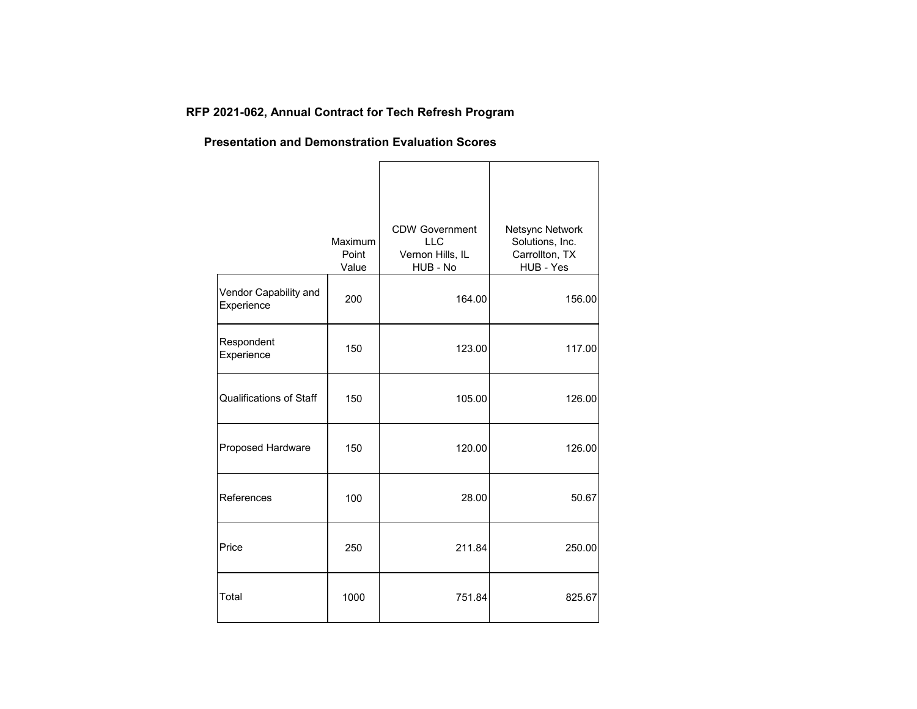**RFP 2021-062, Annual Contract for Tech Refresh Program**

**Presentation and Demonstration Evaluation Scores**

| | Maximum Point Value | CDW Government LLC<br>Vernon Hills, IL<br>HUB - No | Netsync Network Solutions, Inc.<br>Carrollton, TX<br>HUB - Yes |
|---|---|---|---|
| Vendor Capability and Experience | 200 | 164.00 | 156.00 |
| Respondent Experience | 150 | 123.00 | 117.00 |
| Qualifications of Staff | 150 | 105.00 | 126.00 |
| Proposed Hardware | 150 | 120.00 | 126.00 |
| References | 100 | 28.00 | 50.67 |
| Price | 250 | 211.84 | 250.00 |
| Total | 1000 | 751.84 | 825.67 |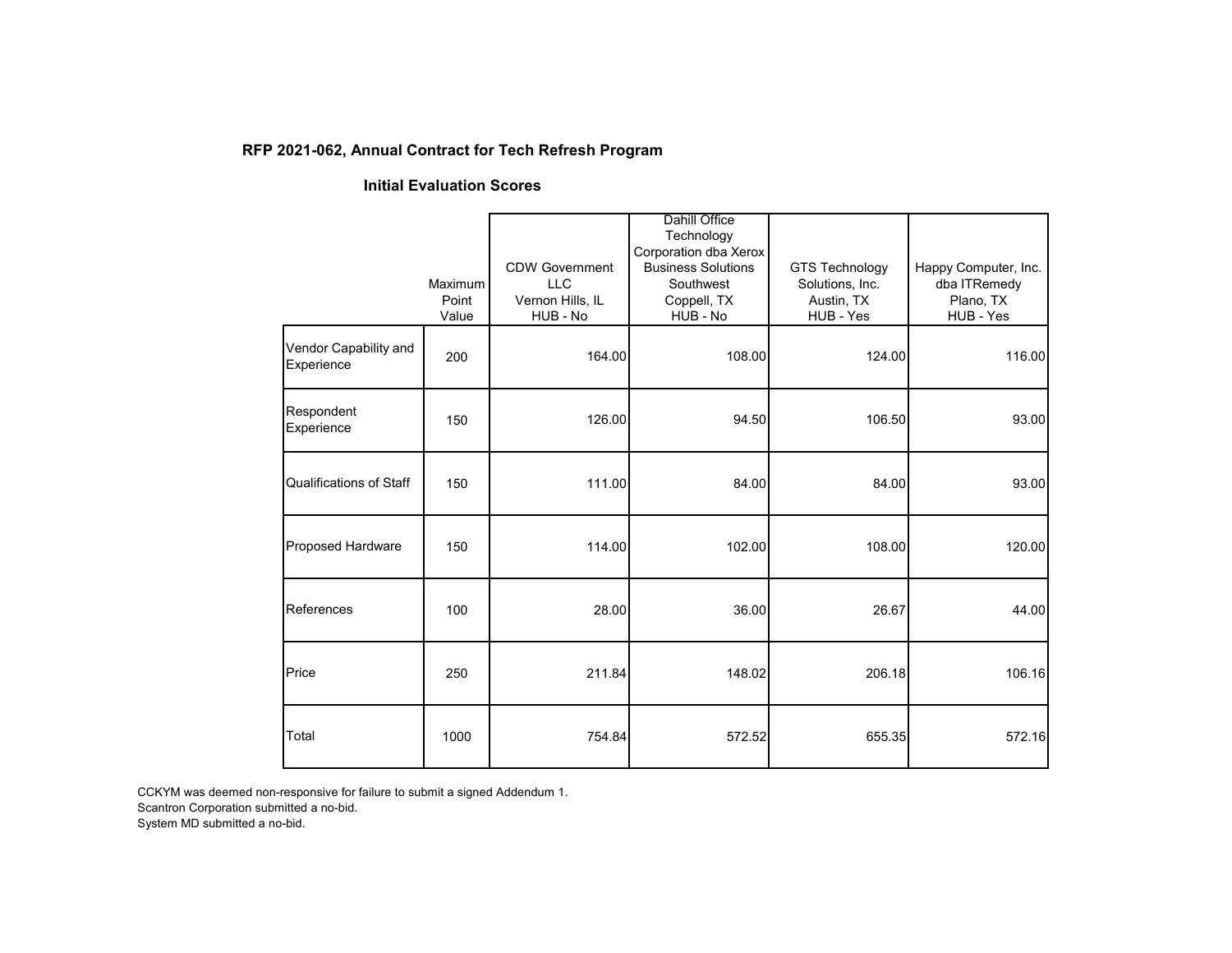**RFP 2021-062, Annual Contract for Tech Refresh Program**

**Initial Evaluation Scores**

| | Maximum Point Value | CDW Government LLC Vernon Hills, IL HUB - No | Dahill Office Technology Corporation dba Xerox Business Solutions Southwest Coppell, TX HUB - No | GTS Technology Solutions, Inc. Austin, TX HUB - Yes | Happy Computer, Inc. dba ITRemedy Plano, TX HUB - Yes |
|---|---|---|---|---|---|
| Vendor Capability and Experience | 200 | 164.00 | 108.00 | 124.00 | 116.00 |
| Respondent Experience | 150 | 126.00 | 94.50 | 106.50 | 93.00 |
| Qualifications of Staff | 150 | 111.00 | 84.00 | 84.00 | 93.00 |
| Proposed Hardware | 150 | 114.00 | 102.00 | 108.00 | 120.00 |
| References | 100 | 28.00 | 36.00 | 26.67 | 44.00 |
| Price | 250 | 211.84 | 148.02 | 206.18 | 106.16 |
| Total | 1000 | 754.84 | 572.52 | 655.35 | 572.16 |

CCKYM was deemed non-responsive for failure to submit a signed Addendum 1.
Scantron Corporation submitted a no-bid.
System MD submitted a no-bid.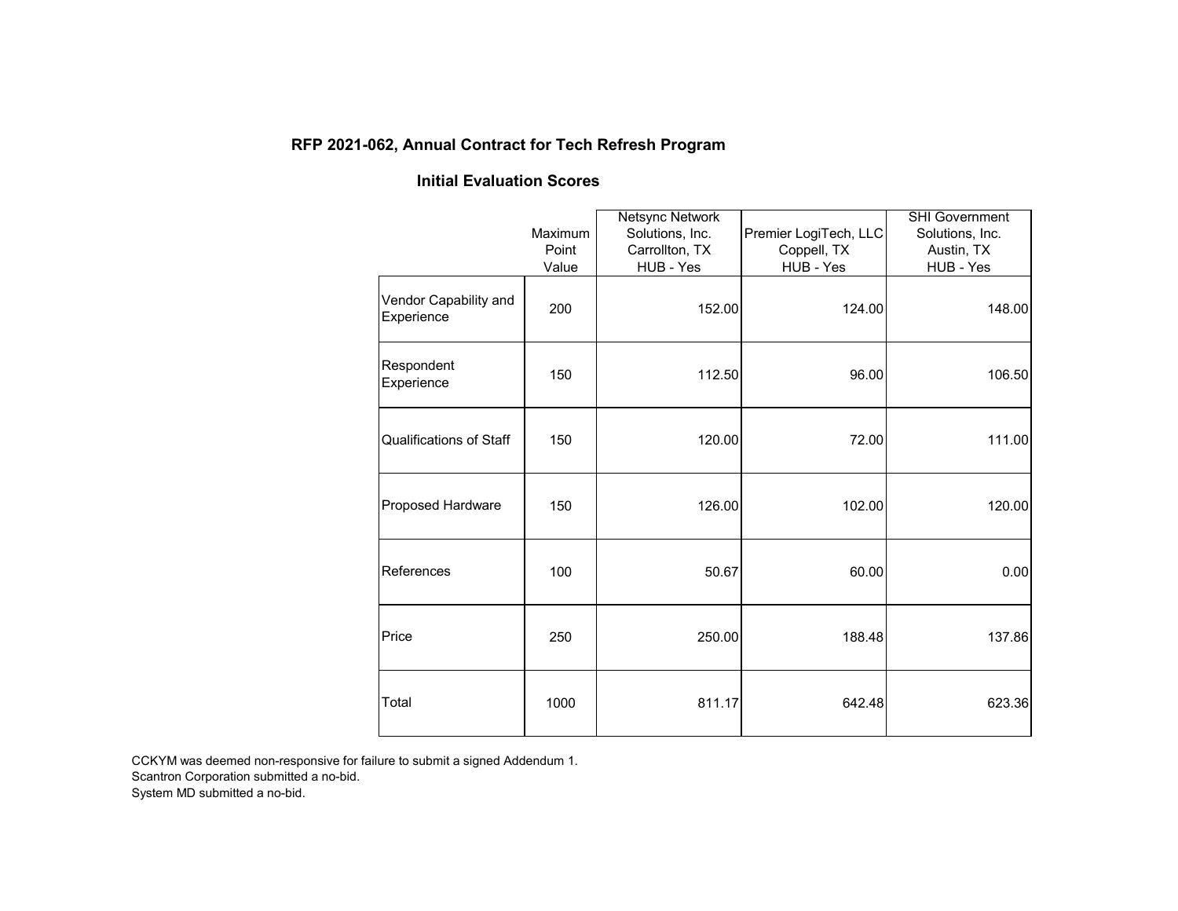## RFP 2021-062, Annual Contract for Tech Refresh Program

### Initial Evaluation Scores

| | Maximum Point Value | Netsync Network Solutions, Inc. Carrollton, TX HUB - Yes | Premier LogiTech, LLC Coppell, TX HUB - Yes | SHI Government Solutions, Inc. Austin, TX HUB - Yes |
|---|---|---|---|---|
| Vendor Capability and Experience | 200 | 152.00 | 124.00 | 148.00 |
| Respondent Experience | 150 | 112.50 | 96.00 | 106.50 |
| Qualifications of Staff | 150 | 120.00 | 72.00 | 111.00 |
| Proposed Hardware | 150 | 126.00 | 102.00 | 120.00 |
| References | 100 | 50.67 | 60.00 | 0.00 |
| Price | 250 | 250.00 | 188.48 | 137.86 |
| Total | 1000 | 811.17 | 642.48 | 623.36 |

CCKYM was deemed non-responsive for failure to submit a signed Addendum 1.
Scantron Corporation submitted a no-bid.
System MD submitted a no-bid.